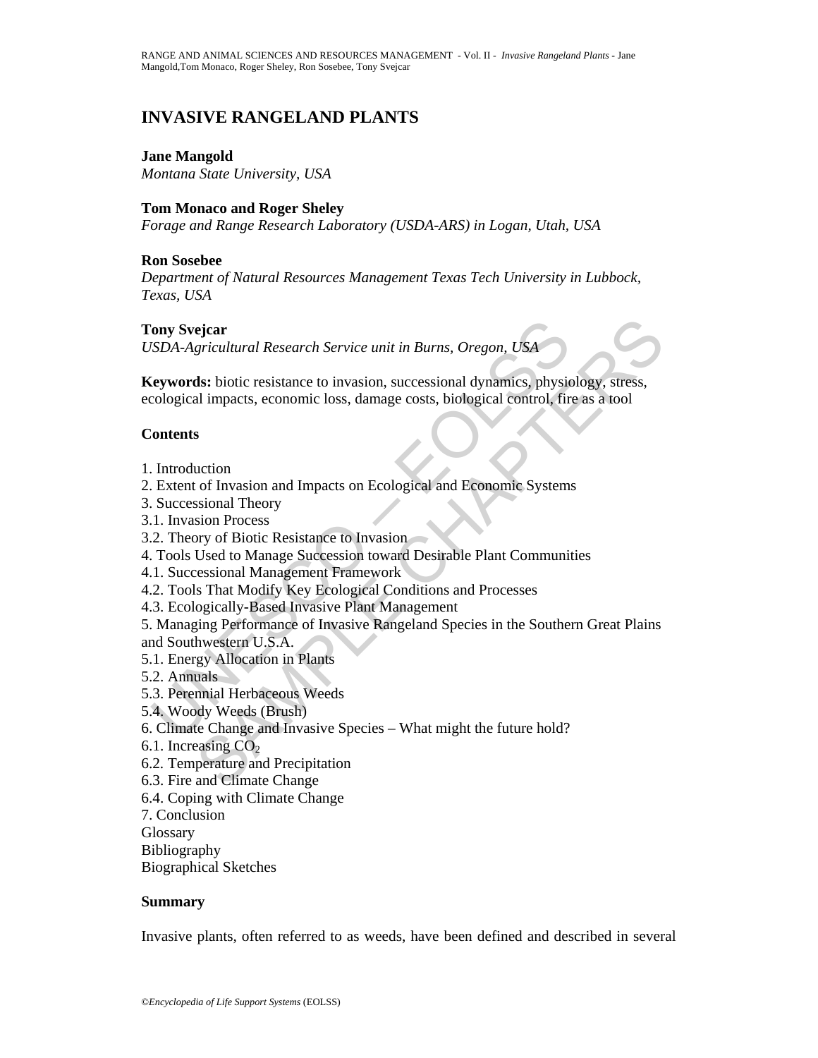# INVASIVE RANGELAND PLANTS

**Jane Mangold**
*Montana State University, USA*

**Tom Monaco and Roger Sheley**
*Forage and Range Research Laboratory (USDA-ARS) in Logan, Utah, USA*

**Ron Sosebee**
*Department of Natural Resources Management Texas Tech University in Lubbock, Texas, USA*

**Tony Svejcar**
*USDA-Agricultural Research Service unit in Burns, Oregon, USA*

**Keywords:** biotic resistance to invasion, successional dynamics, physiology, stress, ecological impacts, economic loss, damage costs, biological control, fire as a tool

## Contents

1. Introduction
2. Extent of Invasion and Impacts on Ecological and Economic Systems
3. Successional Theory
3.1. Invasion Process
3.2. Theory of Biotic Resistance to Invasion
4. Tools Used to Manage Succession toward Desirable Plant Communities
4.1. Successional Management Framework
4.2. Tools That Modify Key Ecological Conditions and Processes
4.3. Ecologically-Based Invasive Plant Management
5. Managing Performance of Invasive Rangeland Species in the Southern Great Plains and Southwestern U.S.A.
5.1. Energy Allocation in Plants
5.2. Annuals
5.3. Perennial Herbaceous Weeds
5.4. Woody Weeds (Brush)
6. Climate Change and Invasive Species – What might the future hold?
6.1. Increasing $CO_2$
6.2. Temperature and Precipitation
6.3. Fire and Climate Change
6.4. Coping with Climate Change
7. Conclusion
Glossary
Bibliography
Biographical Sketches

## Summary

Invasive plants, often referred to as weeds, have been defined and described in several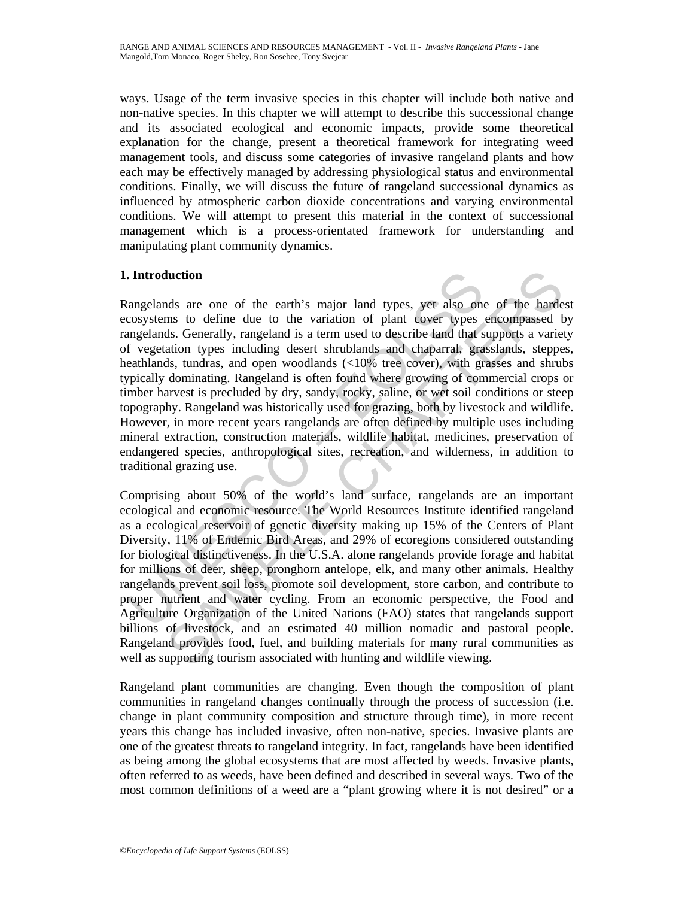ways. Usage of the term invasive species in this chapter will include both native and non-native species. In this chapter we will attempt to describe this successional change and its associated ecological and economic impacts, provide some theoretical explanation for the change, present a theoretical framework for integrating weed management tools, and discuss some categories of invasive rangeland plants and how each may be effectively managed by addressing physiological status and environmental conditions. Finally, we will discuss the future of rangeland successional dynamics as influenced by atmospheric carbon dioxide concentrations and varying environmental conditions. We will attempt to present this material in the context of successional management which is a process-orientated framework for understanding and manipulating plant community dynamics.

## 1. Introduction

Rangelands are one of the earth's major land types, yet also one of the hardest ecosystems to define due to the variation of plant cover types encompassed by rangelands. Generally, rangeland is a term used to describe land that supports a variety of vegetation types including desert shrublands and chaparral, grasslands, steppes, heathlands, tundras, and open woodlands (<10% tree cover), with grasses and shrubs typically dominating. Rangeland is often found where growing of commercial crops or timber harvest is precluded by dry, sandy, rocky, saline, or wet soil conditions or steep topography. Rangeland was historically used for grazing, both by livestock and wildlife. However, in more recent years rangelands are often defined by multiple uses including mineral extraction, construction materials, wildlife habitat, medicines, preservation of endangered species, anthropological sites, recreation, and wilderness, in addition to traditional grazing use.

Comprising about 50% of the world's land surface, rangelands are an important ecological and economic resource. The World Resources Institute identified rangeland as a ecological reservoir of genetic diversity making up 15% of the Centers of Plant Diversity, 11% of Endemic Bird Areas, and 29% of ecoregions considered outstanding for biological distinctiveness. In the U.S.A. alone rangelands provide forage and habitat for millions of deer, sheep, pronghorn antelope, elk, and many other animals. Healthy rangelands prevent soil loss, promote soil development, store carbon, and contribute to proper nutrient and water cycling. From an economic perspective, the Food and Agriculture Organization of the United Nations (FAO) states that rangelands support billions of livestock, and an estimated 40 million nomadic and pastoral people. Rangeland provides food, fuel, and building materials for many rural communities as well as supporting tourism associated with hunting and wildlife viewing.

Rangeland plant communities are changing. Even though the composition of plant communities in rangeland changes continually through the process of succession (i.e. change in plant community composition and structure through time), in more recent years this change has included invasive, often non-native, species. Invasive plants are one of the greatest threats to rangeland integrity. In fact, rangelands have been identified as being among the global ecosystems that are most affected by weeds. Invasive plants, often referred to as weeds, have been defined and described in several ways. Two of the most common definitions of a weed are a "plant growing where it is not desired" or a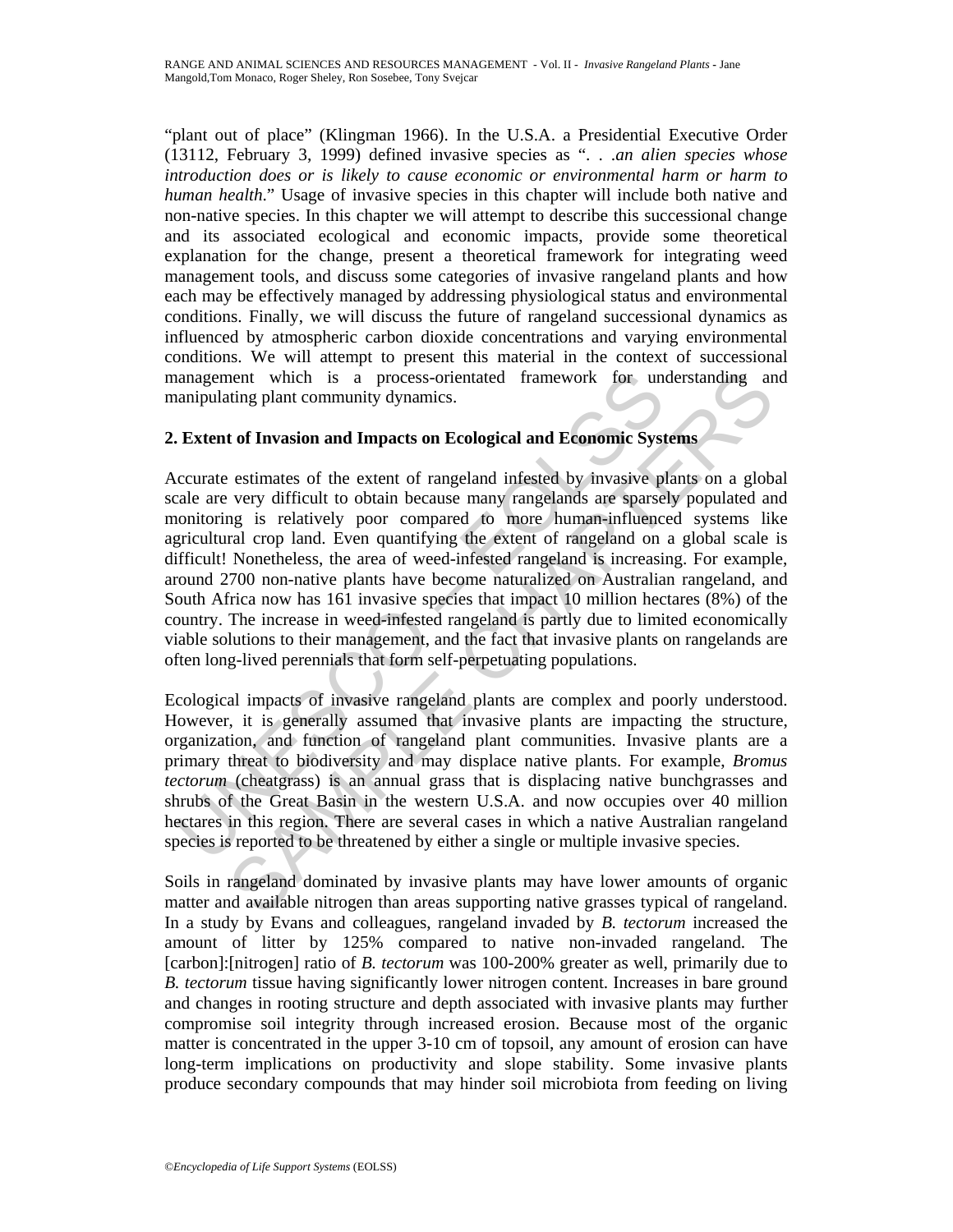"plant out of place" (Klingman 1966). In the U.S.A. a Presidential Executive Order (13112, February 3, 1999) defined invasive species as ". . .*an alien species whose introduction does or is likely to cause economic or environmental harm or harm to human health*." Usage of invasive species in this chapter will include both native and non-native species. In this chapter we will attempt to describe this successional change and its associated ecological and economic impacts, provide some theoretical explanation for the change, present a theoretical framework for integrating weed management tools, and discuss some categories of invasive rangeland plants and how each may be effectively managed by addressing physiological status and environmental conditions. Finally, we will discuss the future of rangeland successional dynamics as influenced by atmospheric carbon dioxide concentrations and varying environmental conditions. We will attempt to present this material in the context of successional management which is a process-orientated framework for understanding and manipulating plant community dynamics.

## 2. Extent of Invasion and Impacts on Ecological and Economic Systems

Accurate estimates of the extent of rangeland infested by invasive plants on a global scale are very difficult to obtain because many rangelands are sparsely populated and monitoring is relatively poor compared to more human-influenced systems like agricultural crop land. Even quantifying the extent of rangeland on a global scale is difficult! Nonetheless, the area of weed-infested rangeland is increasing. For example, around 2700 non-native plants have become naturalized on Australian rangeland, and South Africa now has 161 invasive species that impact 10 million hectares (8%) of the country. The increase in weed-infested rangeland is partly due to limited economically viable solutions to their management, and the fact that invasive plants on rangelands are often long-lived perennials that form self-perpetuating populations.

Ecological impacts of invasive rangeland plants are complex and poorly understood. However, it is generally assumed that invasive plants are impacting the structure, organization, and function of rangeland plant communities. Invasive plants are a primary threat to biodiversity and may displace native plants. For example, *Bromus tectorum* (cheatgrass) is an annual grass that is displacing native bunchgrasses and shrubs of the Great Basin in the western U.S.A. and now occupies over 40 million hectares in this region. There are several cases in which a native Australian rangeland species is reported to be threatened by either a single or multiple invasive species.

Soils in rangeland dominated by invasive plants may have lower amounts of organic matter and available nitrogen than areas supporting native grasses typical of rangeland. In a study by Evans and colleagues, rangeland invaded by *B. tectorum* increased the amount of litter by 125% compared to native non-invaded rangeland. The [carbon]:[nitrogen] ratio of *B. tectorum* was 100-200% greater as well, primarily due to *B. tectorum* tissue having significantly lower nitrogen content. Increases in bare ground and changes in rooting structure and depth associated with invasive plants may further compromise soil integrity through increased erosion. Because most of the organic matter is concentrated in the upper 3-10 cm of topsoil, any amount of erosion can have long-term implications on productivity and slope stability. Some invasive plants produce secondary compounds that may hinder soil microbiota from feeding on living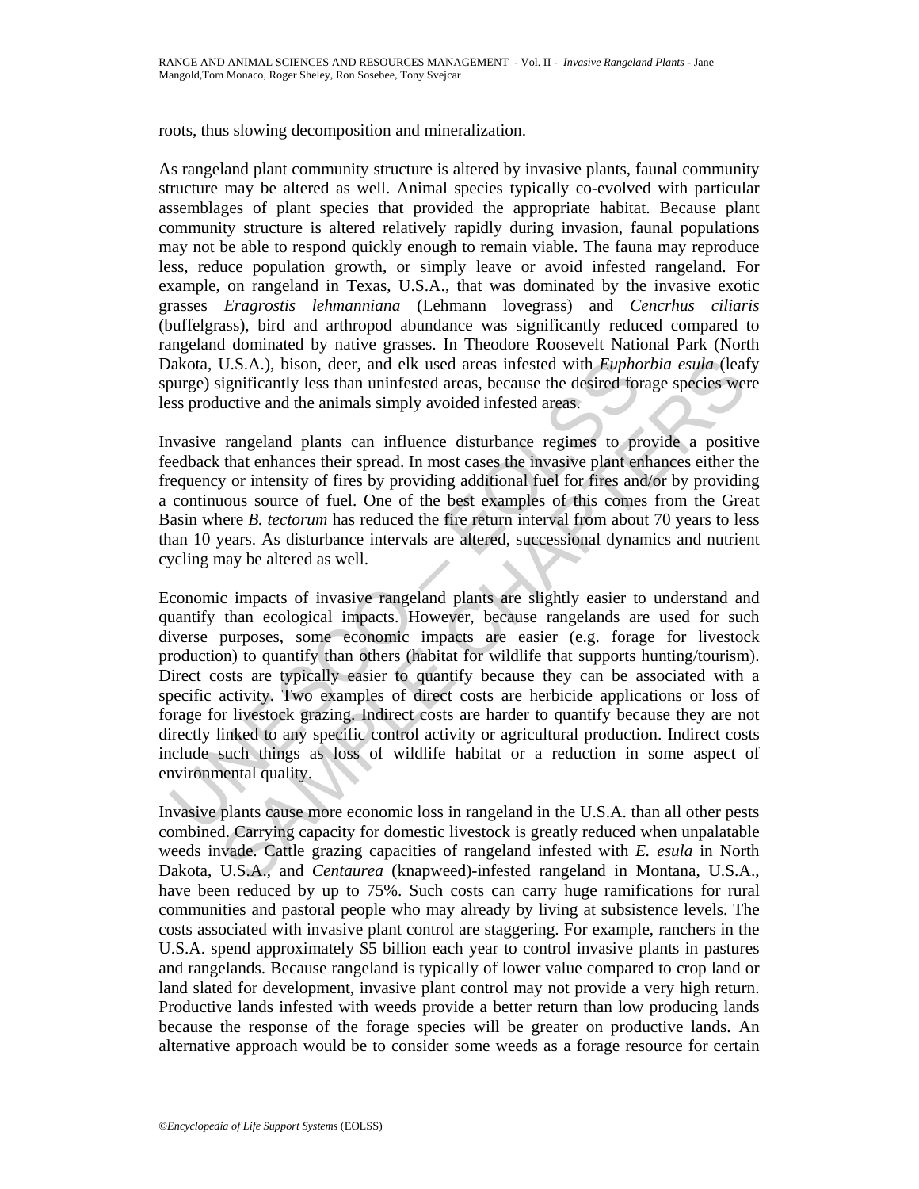roots, thus slowing decomposition and mineralization.

As rangeland plant community structure is altered by invasive plants, faunal community structure may be altered as well. Animal species typically co-evolved with particular assemblages of plant species that provided the appropriate habitat. Because plant community structure is altered relatively rapidly during invasion, faunal populations may not be able to respond quickly enough to remain viable. The fauna may reproduce less, reduce population growth, or simply leave or avoid infested rangeland. For example, on rangeland in Texas, U.S.A., that was dominated by the invasive exotic grasses *Eragrostis lehmanniana* (Lehmann lovegrass) and *Cencrhus ciliaris* (buffelgrass), bird and arthropod abundance was significantly reduced compared to rangeland dominated by native grasses. In Theodore Roosevelt National Park (North Dakota, U.S.A.), bison, deer, and elk used areas infested with *Euphorbia esula* (leafy spurge) significantly less than uninfested areas, because the desired forage species were less productive and the animals simply avoided infested areas.

Invasive rangeland plants can influence disturbance regimes to provide a positive feedback that enhances their spread. In most cases the invasive plant enhances either the frequency or intensity of fires by providing additional fuel for fires and/or by providing a continuous source of fuel. One of the best examples of this comes from the Great Basin where *B. tectorum* has reduced the fire return interval from about 70 years to less than 10 years. As disturbance intervals are altered, successional dynamics and nutrient cycling may be altered as well.

Economic impacts of invasive rangeland plants are slightly easier to understand and quantify than ecological impacts. However, because rangelands are used for such diverse purposes, some economic impacts are easier (e.g. forage for livestock production) to quantify than others (habitat for wildlife that supports hunting/tourism). Direct costs are typically easier to quantify because they can be associated with a specific activity. Two examples of direct costs are herbicide applications or loss of forage for livestock grazing. Indirect costs are harder to quantify because they are not directly linked to any specific control activity or agricultural production. Indirect costs include such things as loss of wildlife habitat or a reduction in some aspect of environmental quality.

Invasive plants cause more economic loss in rangeland in the U.S.A. than all other pests combined. Carrying capacity for domestic livestock is greatly reduced when unpalatable weeds invade. Cattle grazing capacities of rangeland infested with *E. esula* in North Dakota, U.S.A., and *Centaurea* (knapweed)-infested rangeland in Montana, U.S.A., have been reduced by up to 75%. Such costs can carry huge ramifications for rural communities and pastoral people who may already by living at subsistence levels. The costs associated with invasive plant control are staggering. For example, ranchers in the U.S.A. spend approximately $5 billion each year to control invasive plants in pastures and rangelands. Because rangeland is typically of lower value compared to crop land or land slated for development, invasive plant control may not provide a very high return. Productive lands infested with weeds provide a better return than low producing lands because the response of the forage species will be greater on productive lands. An alternative approach would be to consider some weeds as a forage resource for certain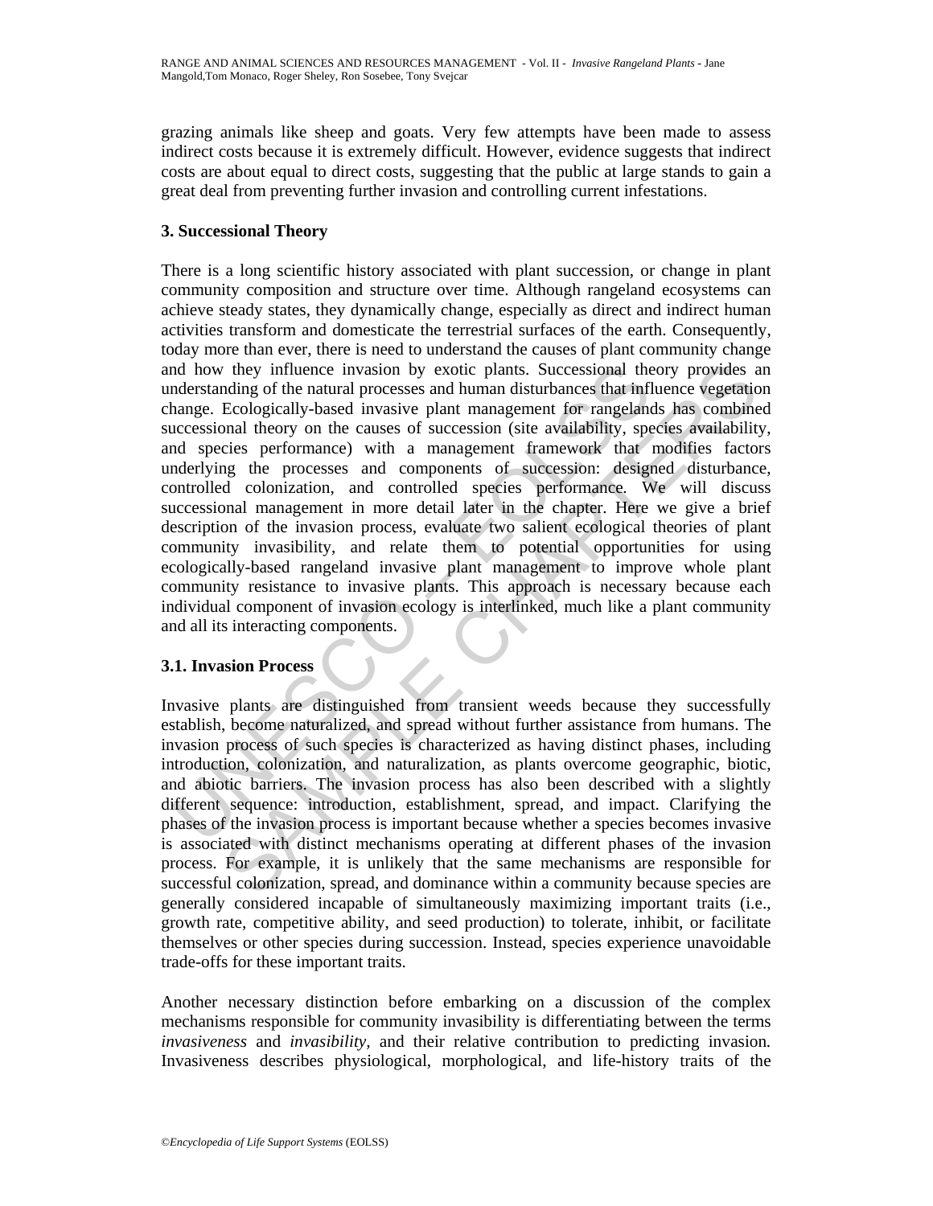grazing animals like sheep and goats. Very few attempts have been made to assess indirect costs because it is extremely difficult. However, evidence suggests that indirect costs are about equal to direct costs, suggesting that the public at large stands to gain a great deal from preventing further invasion and controlling current infestations.

## 3. Successional Theory

There is a long scientific history associated with plant succession, or change in plant community composition and structure over time. Although rangeland ecosystems can achieve steady states, they dynamically change, especially as direct and indirect human activities transform and domesticate the terrestrial surfaces of the earth. Consequently, today more than ever, there is need to understand the causes of plant community change and how they influence invasion by exotic plants. Successional theory provides an understanding of the natural processes and human disturbances that influence vegetation change. Ecologically-based invasive plant management for rangelands has combined successional theory on the causes of succession (site availability, species availability, and species performance) with a management framework that modifies factors underlying the processes and components of succession: designed disturbance, controlled colonization, and controlled species performance. We will discuss successional management in more detail later in the chapter. Here we give a brief description of the invasion process, evaluate two salient ecological theories of plant community invasibility, and relate them to potential opportunities for using ecologically-based rangeland invasive plant management to improve whole plant community resistance to invasive plants. This approach is necessary because each individual component of invasion ecology is interlinked, much like a plant community and all its interacting components.

### 3.1. Invasion Process

Invasive plants are distinguished from transient weeds because they successfully establish, become naturalized, and spread without further assistance from humans. The invasion process of such species is characterized as having distinct phases, including introduction, colonization, and naturalization, as plants overcome geographic, biotic, and abiotic barriers. The invasion process has also been described with a slightly different sequence: introduction, establishment, spread, and impact. Clarifying the phases of the invasion process is important because whether a species becomes invasive is associated with distinct mechanisms operating at different phases of the invasion process. For example, it is unlikely that the same mechanisms are responsible for successful colonization, spread, and dominance within a community because species are generally considered incapable of simultaneously maximizing important traits (i.e., growth rate, competitive ability, and seed production) to tolerate, inhibit, or facilitate themselves or other species during succession. Instead, species experience unavoidable trade-offs for these important traits.

Another necessary distinction before embarking on a discussion of the complex mechanisms responsible for community invasibility is differentiating between the terms *invasiveness* and *invasibility*, and their relative contribution to predicting invasion. Invasiveness describes physiological, morphological, and life-history traits of the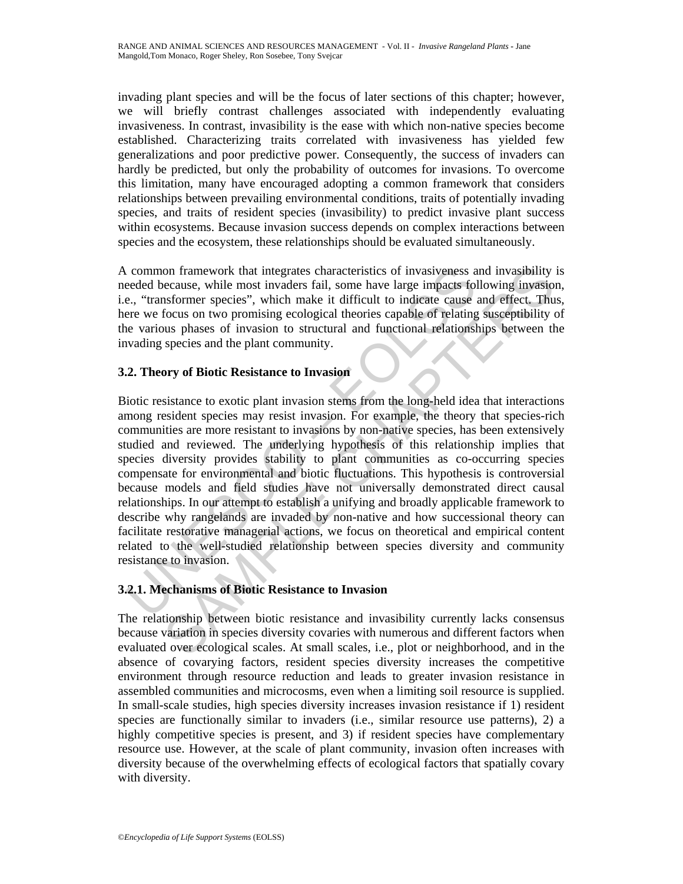invading plant species and will be the focus of later sections of this chapter; however, we will briefly contrast challenges associated with independently evaluating invasiveness. In contrast, invasibility is the ease with which non-native species become established. Characterizing traits correlated with invasiveness has yielded few generalizations and poor predictive power. Consequently, the success of invaders can hardly be predicted, but only the probability of outcomes for invasions. To overcome this limitation, many have encouraged adopting a common framework that considers relationships between prevailing environmental conditions, traits of potentially invading species, and traits of resident species (invasibility) to predict invasive plant success within ecosystems. Because invasion success depends on complex interactions between species and the ecosystem, these relationships should be evaluated simultaneously.

A common framework that integrates characteristics of invasiveness and invasibility is needed because, while most invaders fail, some have large impacts following invasion, i.e., "transformer species", which make it difficult to indicate cause and effect. Thus, here we focus on two promising ecological theories capable of relating susceptibility of the various phases of invasion to structural and functional relationships between the invading species and the plant community.

### 3.2. Theory of Biotic Resistance to Invasion

Biotic resistance to exotic plant invasion stems from the long-held idea that interactions among resident species may resist invasion. For example, the theory that species-rich communities are more resistant to invasions by non-native species, has been extensively studied and reviewed. The underlying hypothesis of this relationship implies that species diversity provides stability to plant communities as co-occurring species compensate for environmental and biotic fluctuations. This hypothesis is controversial because models and field studies have not universally demonstrated direct causal relationships. In our attempt to establish a unifying and broadly applicable framework to describe why rangelands are invaded by non-native and how successional theory can facilitate restorative managerial actions, we focus on theoretical and empirical content related to the well-studied relationship between species diversity and community resistance to invasion.

#### 3.2.1. Mechanisms of Biotic Resistance to Invasion

The relationship between biotic resistance and invasibility currently lacks consensus because variation in species diversity covaries with numerous and different factors when evaluated over ecological scales. At small scales, i.e., plot or neighborhood, and in the absence of covarying factors, resident species diversity increases the competitive environment through resource reduction and leads to greater invasion resistance in assembled communities and microcosms, even when a limiting soil resource is supplied. In small-scale studies, high species diversity increases invasion resistance if 1) resident species are functionally similar to invaders (i.e., similar resource use patterns), 2) a highly competitive species is present, and 3) if resident species have complementary resource use. However, at the scale of plant community, invasion often increases with diversity because of the overwhelming effects of ecological factors that spatially covary with diversity.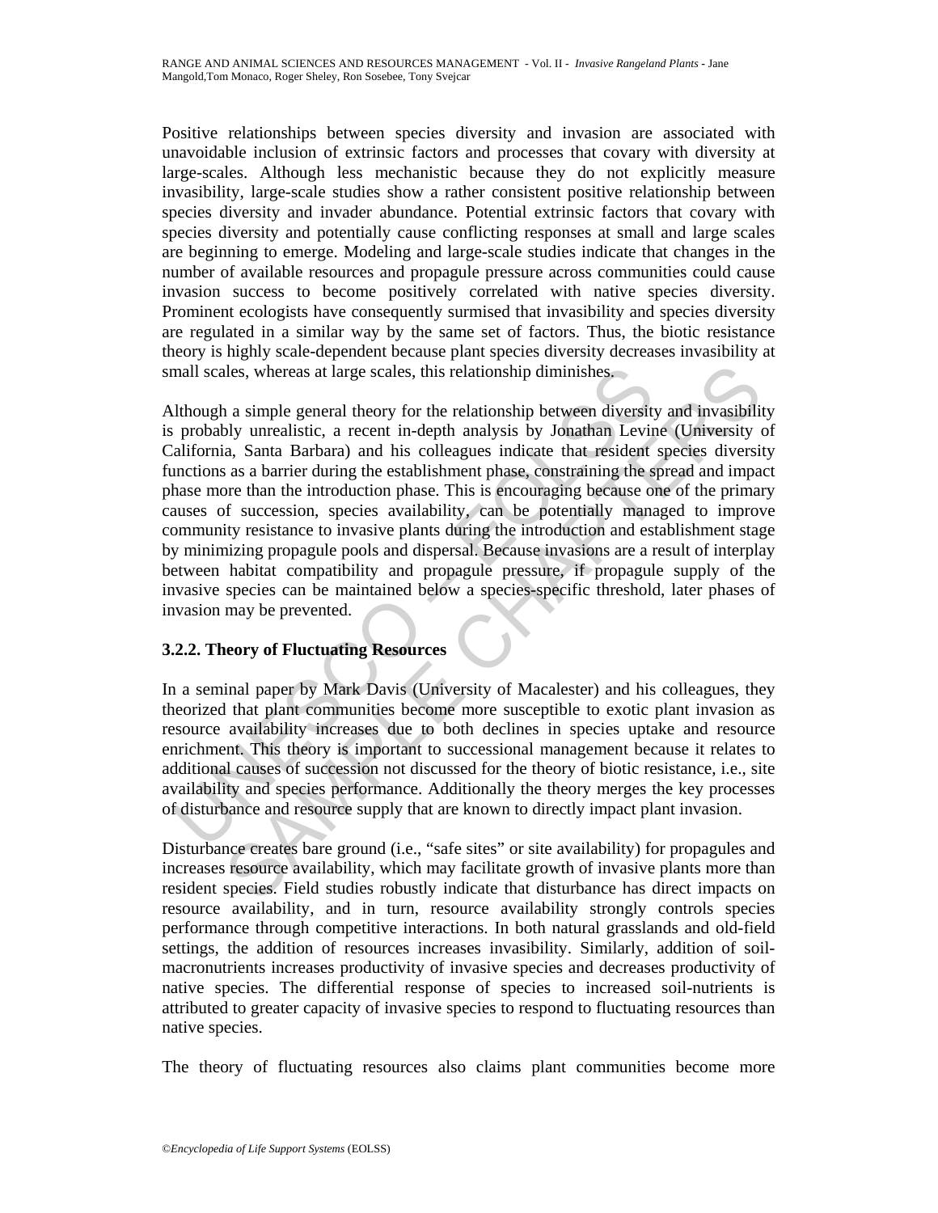Positive relationships between species diversity and invasion are associated with unavoidable inclusion of extrinsic factors and processes that covary with diversity at large-scales. Although less mechanistic because they do not explicitly measure invasibility, large-scale studies show a rather consistent positive relationship between species diversity and invader abundance. Potential extrinsic factors that covary with species diversity and potentially cause conflicting responses at small and large scales are beginning to emerge. Modeling and large-scale studies indicate that changes in the number of available resources and propagule pressure across communities could cause invasion success to become positively correlated with native species diversity. Prominent ecologists have consequently surmised that invasibility and species diversity are regulated in a similar way by the same set of factors. Thus, the biotic resistance theory is highly scale-dependent because plant species diversity decreases invasibility at small scales, whereas at large scales, this relationship diminishes.

Although a simple general theory for the relationship between diversity and invasibility is probably unrealistic, a recent in-depth analysis by Jonathan Levine (University of California, Santa Barbara) and his colleagues indicate that resident species diversity functions as a barrier during the establishment phase, constraining the spread and impact phase more than the introduction phase. This is encouraging because one of the primary causes of succession, species availability, can be potentially managed to improve community resistance to invasive plants during the introduction and establishment stage by minimizing propagule pools and dispersal. Because invasions are a result of interplay between habitat compatibility and propagule pressure, if propagule supply of the invasive species can be maintained below a species-specific threshold, later phases of invasion may be prevented.

### 3.2.2. Theory of Fluctuating Resources

In a seminal paper by Mark Davis (University of Macalester) and his colleagues, they theorized that plant communities become more susceptible to exotic plant invasion as resource availability increases due to both declines in species uptake and resource enrichment. This theory is important to successional management because it relates to additional causes of succession not discussed for the theory of biotic resistance, i.e., site availability and species performance. Additionally the theory merges the key processes of disturbance and resource supply that are known to directly impact plant invasion.

Disturbance creates bare ground (i.e., "safe sites" or site availability) for propagules and increases resource availability, which may facilitate growth of invasive plants more than resident species. Field studies robustly indicate that disturbance has direct impacts on resource availability, and in turn, resource availability strongly controls species performance through competitive interactions. In both natural grasslands and old-field settings, the addition of resources increases invasibility. Similarly, addition of soil-macronutrients increases productivity of invasive species and decreases productivity of native species. The differential response of species to increased soil-nutrients is attributed to greater capacity of invasive species to respond to fluctuating resources than native species.

The theory of fluctuating resources also claims plant communities become more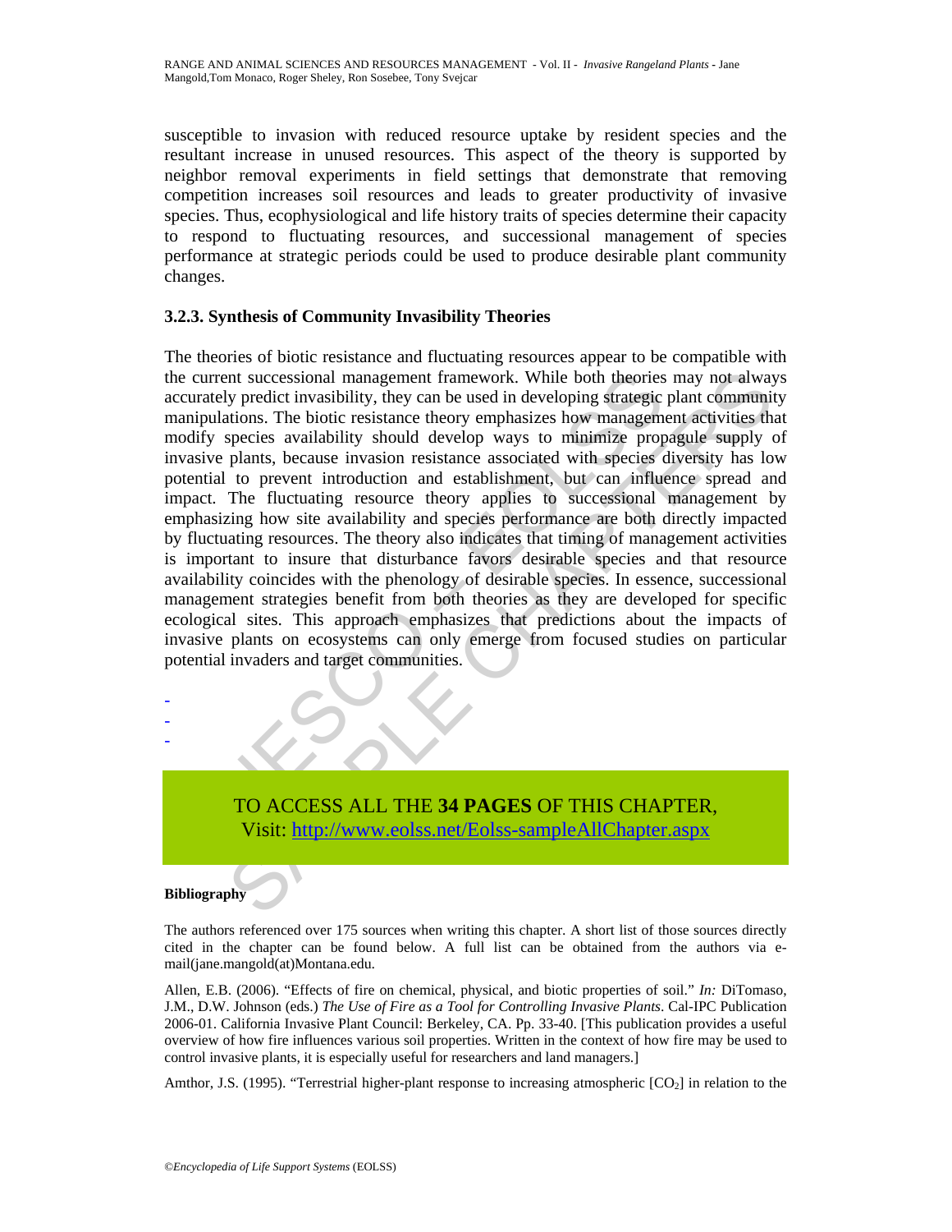susceptible to invasion with reduced resource uptake by resident species and the resultant increase in unused resources. This aspect of the theory is supported by neighbor removal experiments in field settings that demonstrate that removing competition increases soil resources and leads to greater productivity of invasive species. Thus, ecophysiological and life history traits of species determine their capacity to respond to fluctuating resources, and successional management of species performance at strategic periods could be used to produce desirable plant community changes.

### 3.2.3. Synthesis of Community Invasibility Theories

The theories of biotic resistance and fluctuating resources appear to be compatible with the current successional management framework. While both theories may not always accurately predict invasibility, they can be used in developing strategic plant community manipulations. The biotic resistance theory emphasizes how management activities that modify species availability should develop ways to minimize propagule supply of invasive plants, because invasion resistance associated with species diversity has low potential to prevent introduction and establishment, but can influence spread and impact. The fluctuating resource theory applies to successional management by emphasizing how site availability and species performance are both directly impacted by fluctuating resources. The theory also indicates that timing of management activities is important to insure that disturbance favors desirable species and that resource availability coincides with the phenology of desirable species. In essence, successional management strategies benefit from both theories as they are developed for specific ecological sites. This approach emphasizes that predictions about the impacts of invasive plants on ecosystems can only emerge from focused studies on particular potential invaders and target communities.

-
-
-

TO ACCESS ALL THE **34 PAGES** OF THIS CHAPTER,
Visit: http://www.eolss.net/Eolss-sampleAllChapter.aspx

**Bibliography**

The authors referenced over 175 sources when writing this chapter. A short list of those sources directly cited in the chapter can be found below. A full list can be obtained from the authors via e-mail(jane.mangold(at)Montana.edu.

Allen, E.B. (2006). "Effects of fire on chemical, physical, and biotic properties of soil." *In:* DiTomaso, J.M., D.W. Johnson (eds.) *The Use of Fire as a Tool for Controlling Invasive Plants*. Cal-IPC Publication 2006-01. California Invasive Plant Council: Berkeley, CA. Pp. 33-40. [This publication provides a useful overview of how fire influences various soil properties. Written in the context of how fire may be used to control invasive plants, it is especially useful for researchers and land managers.]

Amthor, J.S. (1995). "Terrestrial higher-plant response to increasing atmospheric [$CO_2$] in relation to the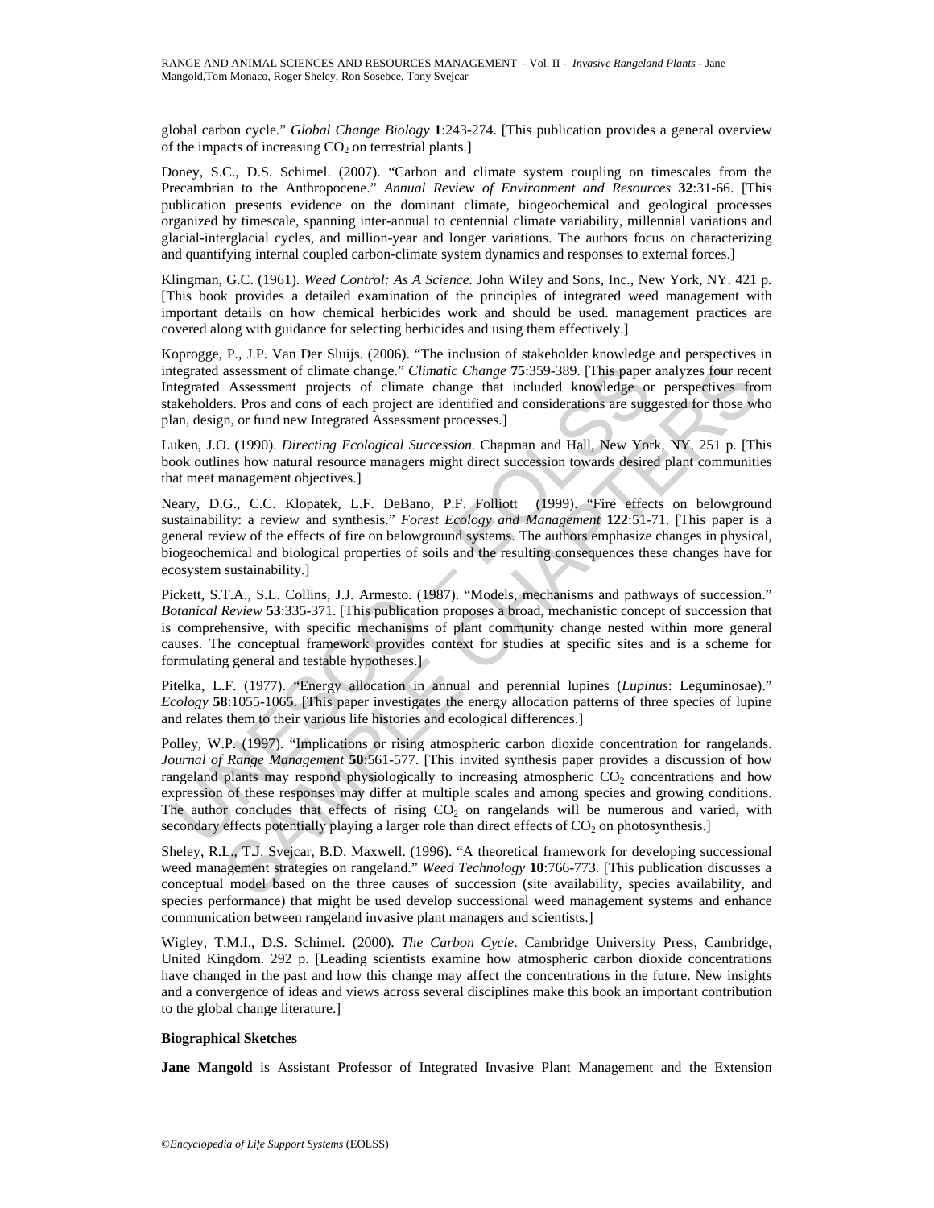global carbon cycle." *Global Change Biology* **1**:243-274. [This publication provides a general overview of the impacts of increasing $CO_2$ on terrestrial plants.]

Doney, S.C., D.S. Schimel. (2007). "Carbon and climate system coupling on timescales from the Precambrian to the Anthropocene." *Annual Review of Environment and Resources* **32**:31-66. [This publication presents evidence on the dominant climate, biogeochemical and geological processes organized by timescale, spanning inter-annual to centennial climate variability, millennial variations and glacial-interglacial cycles, and million-year and longer variations. The authors focus on characterizing and quantifying internal coupled carbon-climate system dynamics and responses to external forces.]

Klingman, G.C. (1961). *Weed Control: As A Science*. John Wiley and Sons, Inc., New York, NY. 421 p. [This book provides a detailed examination of the principles of integrated weed management with important details on how chemical herbicides work and should be used. management practices are covered along with guidance for selecting herbicides and using them effectively.]

Koprogge, P., J.P. Van Der Sluijs. (2006). "The inclusion of stakeholder knowledge and perspectives in integrated assessment of climate change." *Climatic Change* **75**:359-389. [This paper analyzes four recent Integrated Assessment projects of climate change that included knowledge or perspectives from stakeholders. Pros and cons of each project are identified and considerations are suggested for those who plan, design, or fund new Integrated Assessment processes.]

Luken, J.O. (1990). *Directing Ecological Succession*. Chapman and Hall, New York, NY. 251 p. [This book outlines how natural resource managers might direct succession towards desired plant communities that meet management objectives.]

Neary, D.G., C.C. Klopatek, L.F. DeBano, P.F. Folliott (1999). "Fire effects on belowground sustainability: a review and synthesis." *Forest Ecology and Management* **122**:51-71. [This paper is a general review of the effects of fire on belowground systems. The authors emphasize changes in physical, biogeochemical and biological properties of soils and the resulting consequences these changes have for ecosystem sustainability.]

Pickett, S.T.A., S.L. Collins, J.J. Armesto. (1987). "Models, mechanisms and pathways of succession." *Botanical Review* **53**:335-371. [This publication proposes a broad, mechanistic concept of succession that is comprehensive, with specific mechanisms of plant community change nested within more general causes. The conceptual framework provides context for studies at specific sites and is a scheme for formulating general and testable hypotheses.]

Pitelka, L.F. (1977). "Energy allocation in annual and perennial lupines (*Lupinus*: Leguminosae)." *Ecology* **58**:1055-1065. [This paper investigates the energy allocation patterns of three species of lupine and relates them to their various life histories and ecological differences.]

Polley, W.P. (1997). "Implications or rising atmospheric carbon dioxide concentration for rangelands. *Journal of Range Management* **50**:561-577. [This invited synthesis paper provides a discussion of how rangeland plants may respond physiologically to increasing atmospheric $CO_2$ concentrations and how expression of these responses may differ at multiple scales and among species and growing conditions. The author concludes that effects of rising $CO_2$ on rangelands will be numerous and varied, with secondary effects potentially playing a larger role than direct effects of $CO_2$ on photosynthesis.]

Sheley, R.L., T.J. Svejcar, B.D. Maxwell. (1996). "A theoretical framework for developing successional weed management strategies on rangeland." *Weed Technology* **10**:766-773. [This publication discusses a conceptual model based on the three causes of succession (site availability, species availability, and species performance) that might be used develop successional weed management systems and enhance communication between rangeland invasive plant managers and scientists.]

Wigley, T.M.I., D.S. Schimel. (2000). *The Carbon Cycle*. Cambridge University Press, Cambridge, United Kingdom. 292 p. [Leading scientists examine how atmospheric carbon dioxide concentrations have changed in the past and how this change may affect the concentrations in the future. New insights and a convergence of ideas and views across several disciplines make this book an important contribution to the global change literature.]

**Biographical Sketches**

**Jane Mangold** is Assistant Professor of Integrated Invasive Plant Management and the Extension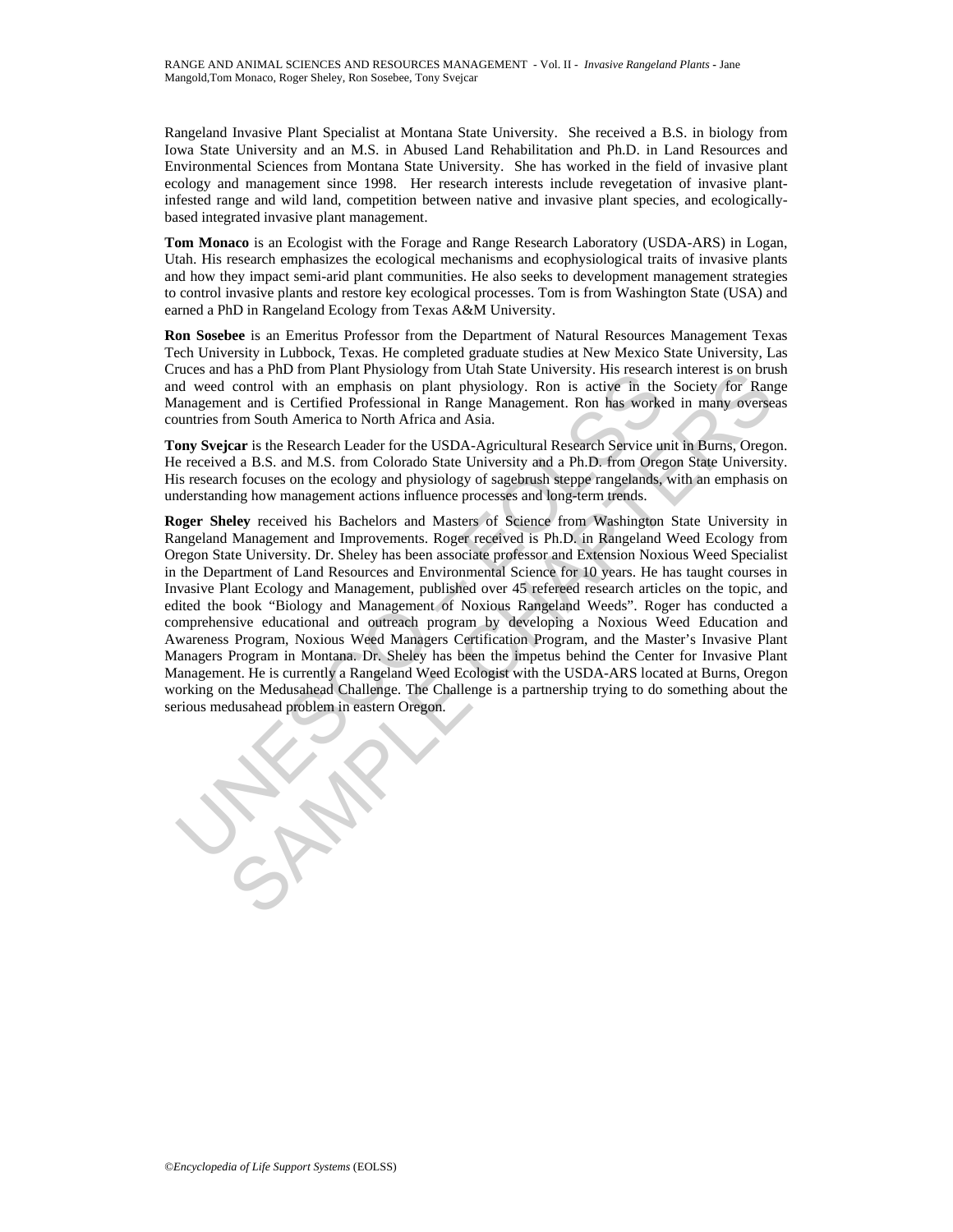Rangeland Invasive Plant Specialist at Montana State University. She received a B.S. in biology from Iowa State University and an M.S. in Abused Land Rehabilitation and Ph.D. in Land Resources and Environmental Sciences from Montana State University. She has worked in the field of invasive plant ecology and management since 1998. Her research interests include revegetation of invasive plant-infested range and wild land, competition between native and invasive plant species, and ecologically-based integrated invasive plant management.

**Tom Monaco** is an Ecologist with the Forage and Range Research Laboratory (USDA-ARS) in Logan, Utah. His research emphasizes the ecological mechanisms and ecophysiological traits of invasive plants and how they impact semi-arid plant communities. He also seeks to development management strategies to control invasive plants and restore key ecological processes. Tom is from Washington State (USA) and earned a PhD in Rangeland Ecology from Texas A&M University.

**Ron Sosebee** is an Emeritus Professor from the Department of Natural Resources Management Texas Tech University in Lubbock, Texas. He completed graduate studies at New Mexico State University, Las Cruces and has a PhD from Plant Physiology from Utah State University. His research interest is on brush and weed control with an emphasis on plant physiology. Ron is active in the Society for Range Management and is Certified Professional in Range Management. Ron has worked in many overseas countries from South America to North Africa and Asia.

**Tony Svejcar** is the Research Leader for the USDA-Agricultural Research Service unit in Burns, Oregon. He received a B.S. and M.S. from Colorado State University and a Ph.D. from Oregon State University. His research focuses on the ecology and physiology of sagebrush steppe rangelands, with an emphasis on understanding how management actions influence processes and long-term trends.

**Roger Sheley** received his Bachelors and Masters of Science from Washington State University in Rangeland Management and Improvements. Roger received is Ph.D. in Rangeland Weed Ecology from Oregon State University. Dr. Sheley has been associate professor and Extension Noxious Weed Specialist in the Department of Land Resources and Environmental Science for 10 years. He has taught courses in Invasive Plant Ecology and Management, published over 45 refereed research articles on the topic, and edited the book "Biology and Management of Noxious Rangeland Weeds". Roger has conducted a comprehensive educational and outreach program by developing a Noxious Weed Education and Awareness Program, Noxious Weed Managers Certification Program, and the Master's Invasive Plant Managers Program in Montana. Dr. Sheley has been the impetus behind the Center for Invasive Plant Management. He is currently a Rangeland Weed Ecologist with the USDA-ARS located at Burns, Oregon working on the Medusahead Challenge. The Challenge is a partnership trying to do something about the serious medusahead problem in eastern Oregon.